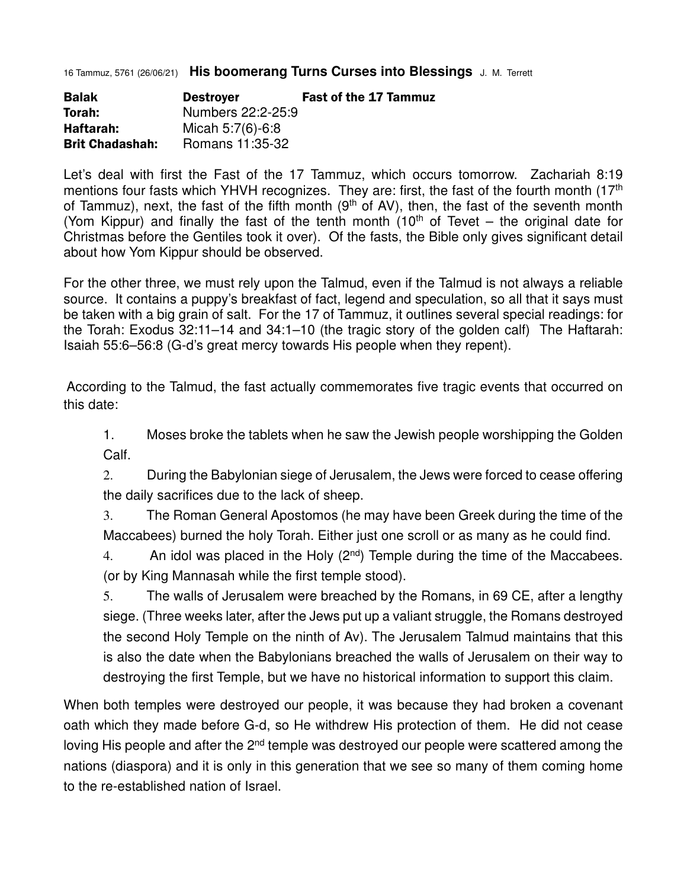16 Tammuz, 5761 (26/06/21) **His boomerang Turns Curses into Blessings** J. M. Terrett

| **Balak** | **Destroyer** | **Fast of the 17 Tammuz** |
|---|---|---|
| **Torah:** | Numbers 22:2-25:9 | |
| **Haftarah:** | Micah 5:7(6)-6:8 | |
| **Brit Chadashah:** | Romans 11:35-32 | |

Let's deal with first the Fast of the 17 Tammuz, which occurs tomorrow. Zachariah 8:19 mentions four fasts which YHVH recognizes. They are: first, the fast of the fourth month (17th of Tammuz), next, the fast of the fifth month (9th of AV), then, the fast of the seventh month (Yom Kippur) and finally the fast of the tenth month (10th of Tevet – the original date for Christmas before the Gentiles took it over). Of the fasts, the Bible only gives significant detail about how Yom Kippur should be observed.

For the other three, we must rely upon the Talmud, even if the Talmud is not always a reliable source. It contains a puppy's breakfast of fact, legend and speculation, so all that it says must be taken with a big grain of salt. For the 17 of Tammuz, it outlines several special readings: for the Torah: Exodus 32:11–14 and 34:1–10 (the tragic story of the golden calf) The Haftarah: Isaiah 55:6–56:8 (G-d's great mercy towards His people when they repent).

According to the Talmud, the fast actually commemorates five tragic events that occurred on this date:

1. Moses broke the tablets when he saw the Jewish people worshipping the Golden Calf.
2. During the Babylonian siege of Jerusalem, the Jews were forced to cease offering the daily sacrifices due to the lack of sheep.
3. The Roman General Apostomos (he may have been Greek during the time of the Maccabees) burned the holy Torah. Either just one scroll or as many as he could find.
4. An idol was placed in the Holy (2nd) Temple during the time of the Maccabees. (or by King Mannasah while the first temple stood).
5. The walls of Jerusalem were breached by the Romans, in 69 CE, after a lengthy siege. (Three weeks later, after the Jews put up a valiant struggle, the Romans destroyed the second Holy Temple on the ninth of Av). The Jerusalem Talmud maintains that this is also the date when the Babylonians breached the walls of Jerusalem on their way to destroying the first Temple, but we have no historical information to support this claim.

When both temples were destroyed our people, it was because they had broken a covenant oath which they made before G-d, so He withdrew His protection of them. He did not cease loving His people and after the 2nd temple was destroyed our people were scattered among the nations (diaspora) and it is only in this generation that we see so many of them coming home to the re-established nation of Israel.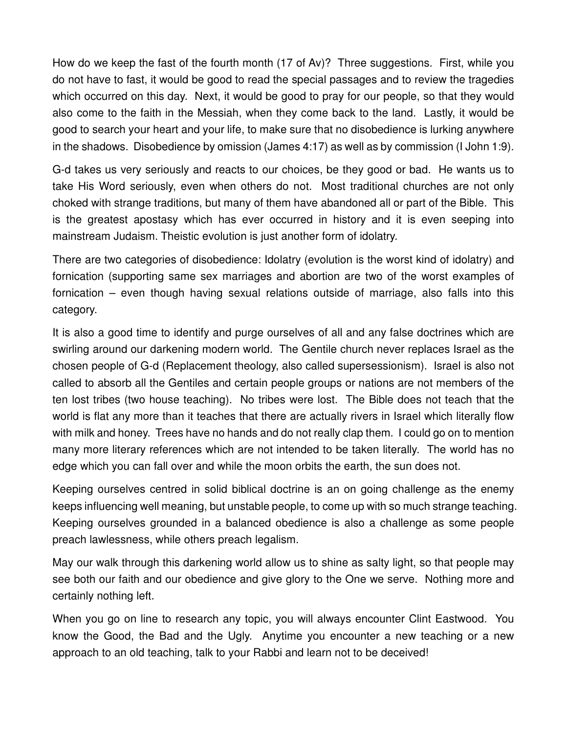How do we keep the fast of the fourth month (17 of Av)? Three suggestions. First, while you do not have to fast, it would be good to read the special passages and to review the tragedies which occurred on this day. Next, it would be good to pray for our people, so that they would also come to the faith in the Messiah, when they come back to the land. Lastly, it would be good to search your heart and your life, to make sure that no disobedience is lurking anywhere in the shadows. Disobedience by omission (James 4:17) as well as by commission (I John 1:9).

G-d takes us very seriously and reacts to our choices, be they good or bad. He wants us to take His Word seriously, even when others do not. Most traditional churches are not only choked with strange traditions, but many of them have abandoned all or part of the Bible. This is the greatest apostasy which has ever occurred in history and it is even seeping into mainstream Judaism. Theistic evolution is just another form of idolatry.

There are two categories of disobedience: Idolatry (evolution is the worst kind of idolatry) and fornication (supporting same sex marriages and abortion are two of the worst examples of fornication – even though having sexual relations outside of marriage, also falls into this category.

It is also a good time to identify and purge ourselves of all and any false doctrines which are swirling around our darkening modern world. The Gentile church never replaces Israel as the chosen people of G-d (Replacement theology, also called supersessionism). Israel is also not called to absorb all the Gentiles and certain people groups or nations are not members of the ten lost tribes (two house teaching). No tribes were lost. The Bible does not teach that the world is flat any more than it teaches that there are actually rivers in Israel which literally flow with milk and honey. Trees have no hands and do not really clap them. I could go on to mention many more literary references which are not intended to be taken literally. The world has no edge which you can fall over and while the moon orbits the earth, the sun does not.

Keeping ourselves centred in solid biblical doctrine is an on going challenge as the enemy keeps influencing well meaning, but unstable people, to come up with so much strange teaching. Keeping ourselves grounded in a balanced obedience is also a challenge as some people preach lawlessness, while others preach legalism.

May our walk through this darkening world allow us to shine as salty light, so that people may see both our faith and our obedience and give glory to the One we serve. Nothing more and certainly nothing left.

When you go on line to research any topic, you will always encounter Clint Eastwood. You know the Good, the Bad and the Ugly. Anytime you encounter a new teaching or a new approach to an old teaching, talk to your Rabbi and learn not to be deceived!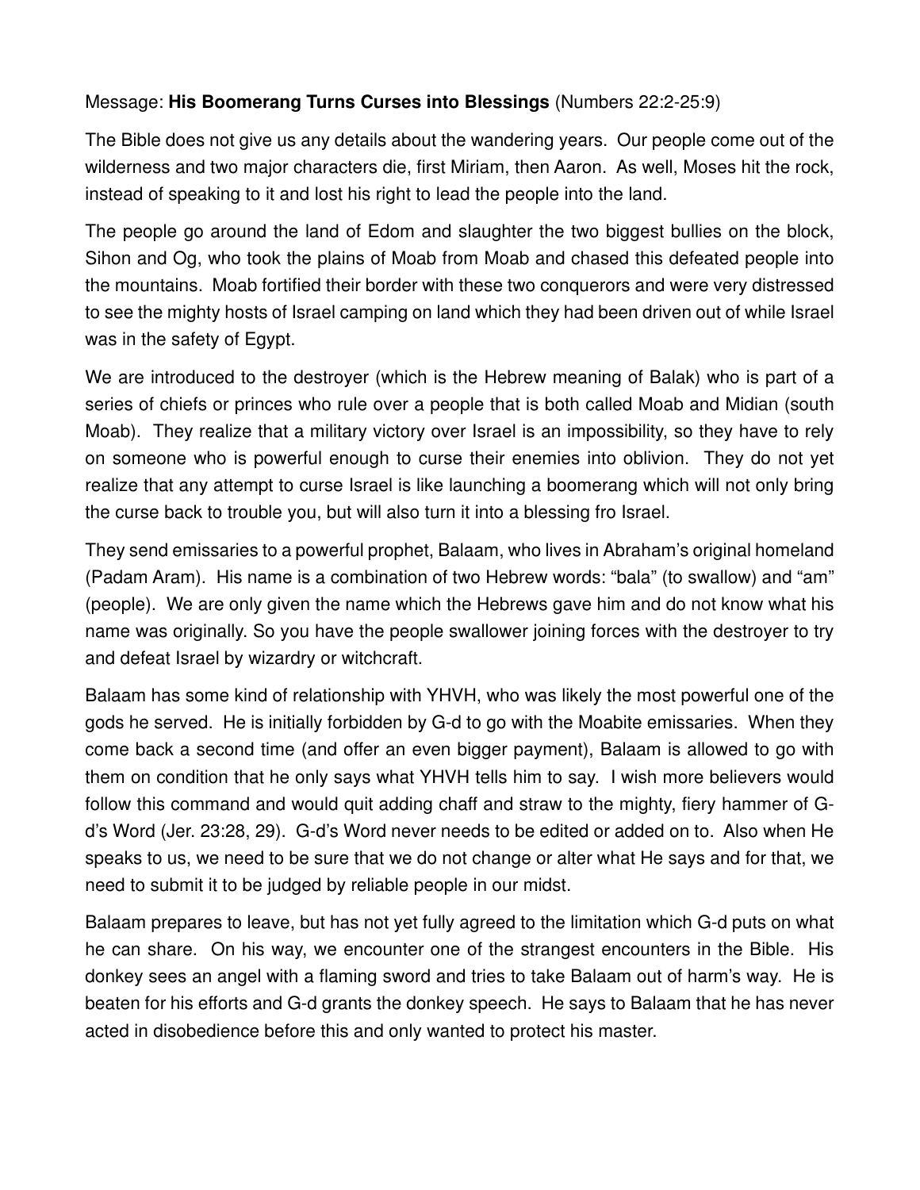Message: **His Boomerang Turns Curses into Blessings** (Numbers 22:2-25:9)

The Bible does not give us any details about the wandering years. Our people come out of the wilderness and two major characters die, first Miriam, then Aaron. As well, Moses hit the rock, instead of speaking to it and lost his right to lead the people into the land.

The people go around the land of Edom and slaughter the two biggest bullies on the block, Sihon and Og, who took the plains of Moab from Moab and chased this defeated people into the mountains. Moab fortified their border with these two conquerors and were very distressed to see the mighty hosts of Israel camping on land which they had been driven out of while Israel was in the safety of Egypt.

We are introduced to the destroyer (which is the Hebrew meaning of Balak) who is part of a series of chiefs or princes who rule over a people that is both called Moab and Midian (south Moab). They realize that a military victory over Israel is an impossibility, so they have to rely on someone who is powerful enough to curse their enemies into oblivion. They do not yet realize that any attempt to curse Israel is like launching a boomerang which will not only bring the curse back to trouble you, but will also turn it into a blessing fro Israel.

They send emissaries to a powerful prophet, Balaam, who lives in Abraham's original homeland (Padam Aram). His name is a combination of two Hebrew words: "bala" (to swallow) and "am" (people). We are only given the name which the Hebrews gave him and do not know what his name was originally. So you have the people swallower joining forces with the destroyer to try and defeat Israel by wizardry or witchcraft.

Balaam has some kind of relationship with YHVH, who was likely the most powerful one of the gods he served. He is initially forbidden by G-d to go with the Moabite emissaries. When they come back a second time (and offer an even bigger payment), Balaam is allowed to go with them on condition that he only says what YHVH tells him to say. I wish more believers would follow this command and would quit adding chaff and straw to the mighty, fiery hammer of G-d's Word (Jer. 23:28, 29). G-d's Word never needs to be edited or added on to. Also when He speaks to us, we need to be sure that we do not change or alter what He says and for that, we need to submit it to be judged by reliable people in our midst.

Balaam prepares to leave, but has not yet fully agreed to the limitation which G-d puts on what he can share. On his way, we encounter one of the strangest encounters in the Bible. His donkey sees an angel with a flaming sword and tries to take Balaam out of harm's way. He is beaten for his efforts and G-d grants the donkey speech. He says to Balaam that he has never acted in disobedience before this and only wanted to protect his master.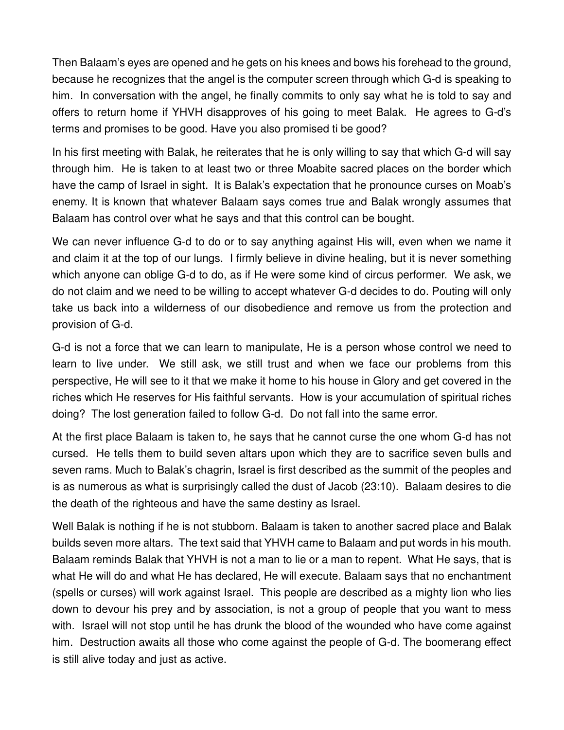Then Balaam's eyes are opened and he gets on his knees and bows his forehead to the ground, because he recognizes that the angel is the computer screen through which G-d is speaking to him. In conversation with the angel, he finally commits to only say what he is told to say and offers to return home if YHVH disapproves of his going to meet Balak. He agrees to G-d's terms and promises to be good. Have you also promised ti be good?

In his first meeting with Balak, he reiterates that he is only willing to say that which G-d will say through him. He is taken to at least two or three Moabite sacred places on the border which have the camp of Israel in sight. It is Balak's expectation that he pronounce curses on Moab's enemy. It is known that whatever Balaam says comes true and Balak wrongly assumes that Balaam has control over what he says and that this control can be bought.

We can never influence G-d to do or to say anything against His will, even when we name it and claim it at the top of our lungs. I firmly believe in divine healing, but it is never something which anyone can oblige G-d to do, as if He were some kind of circus performer. We ask, we do not claim and we need to be willing to accept whatever G-d decides to do. Pouting will only take us back into a wilderness of our disobedience and remove us from the protection and provision of G-d.

G-d is not a force that we can learn to manipulate, He is a person whose control we need to learn to live under. We still ask, we still trust and when we face our problems from this perspective, He will see to it that we make it home to his house in Glory and get covered in the riches which He reserves for His faithful servants. How is your accumulation of spiritual riches doing? The lost generation failed to follow G-d. Do not fall into the same error.

At the first place Balaam is taken to, he says that he cannot curse the one whom G-d has not cursed. He tells them to build seven altars upon which they are to sacrifice seven bulls and seven rams. Much to Balak's chagrin, Israel is first described as the summit of the peoples and is as numerous as what is surprisingly called the dust of Jacob (23:10). Balaam desires to die the death of the righteous and have the same destiny as Israel.

Well Balak is nothing if he is not stubborn. Balaam is taken to another sacred place and Balak builds seven more altars. The text said that YHVH came to Balaam and put words in his mouth. Balaam reminds Balak that YHVH is not a man to lie or a man to repent. What He says, that is what He will do and what He has declared, He will execute. Balaam says that no enchantment (spells or curses) will work against Israel. This people are described as a mighty lion who lies down to devour his prey and by association, is not a group of people that you want to mess with. Israel will not stop until he has drunk the blood of the wounded who have come against him. Destruction awaits all those who come against the people of G-d. The boomerang effect is still alive today and just as active.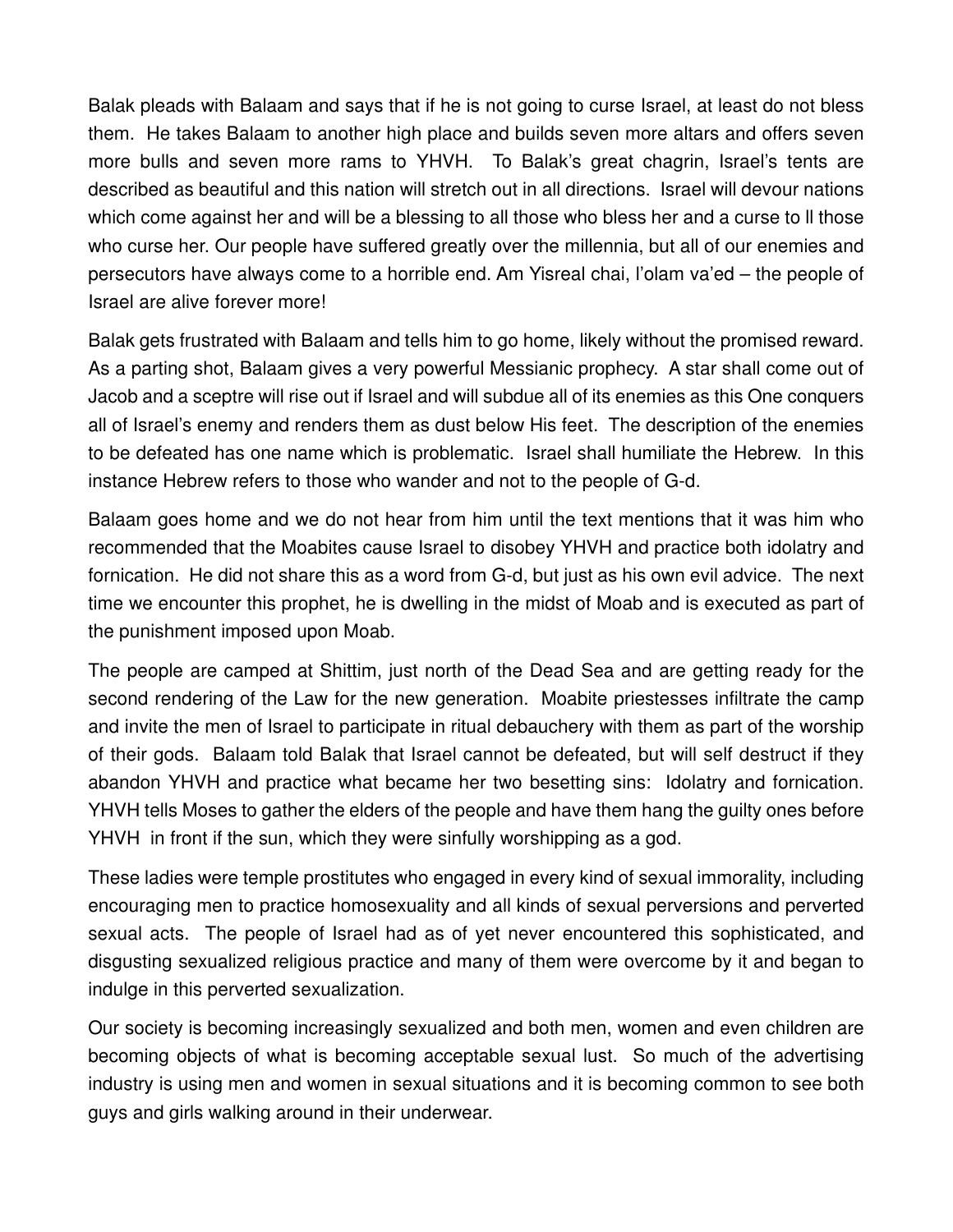Balak pleads with Balaam and says that if he is not going to curse Israel, at least do not bless them. He takes Balaam to another high place and builds seven more altars and offers seven more bulls and seven more rams to YHVH. To Balak's great chagrin, Israel's tents are described as beautiful and this nation will stretch out in all directions. Israel will devour nations which come against her and will be a blessing to all those who bless her and a curse to ll those who curse her. Our people have suffered greatly over the millennia, but all of our enemies and persecutors have always come to a horrible end. Am Yisreal chai, l'olam va'ed – the people of Israel are alive forever more!

Balak gets frustrated with Balaam and tells him to go home, likely without the promised reward. As a parting shot, Balaam gives a very powerful Messianic prophecy. A star shall come out of Jacob and a sceptre will rise out if Israel and will subdue all of its enemies as this One conquers all of Israel's enemy and renders them as dust below His feet. The description of the enemies to be defeated has one name which is problematic. Israel shall humiliate the Hebrew. In this instance Hebrew refers to those who wander and not to the people of G-d.

Balaam goes home and we do not hear from him until the text mentions that it was him who recommended that the Moabites cause Israel to disobey YHVH and practice both idolatry and fornication. He did not share this as a word from G-d, but just as his own evil advice. The next time we encounter this prophet, he is dwelling in the midst of Moab and is executed as part of the punishment imposed upon Moab.

The people are camped at Shittim, just north of the Dead Sea and are getting ready for the second rendering of the Law for the new generation. Moabite priestesses infiltrate the camp and invite the men of Israel to participate in ritual debauchery with them as part of the worship of their gods. Balaam told Balak that Israel cannot be defeated, but will self destruct if they abandon YHVH and practice what became her two besetting sins: Idolatry and fornication. YHVH tells Moses to gather the elders of the people and have them hang the guilty ones before YHVH in front if the sun, which they were sinfully worshipping as a god.

These ladies were temple prostitutes who engaged in every kind of sexual immorality, including encouraging men to practice homosexuality and all kinds of sexual perversions and perverted sexual acts. The people of Israel had as of yet never encountered this sophisticated, and disgusting sexualized religious practice and many of them were overcome by it and began to indulge in this perverted sexualization.

Our society is becoming increasingly sexualized and both men, women and even children are becoming objects of what is becoming acceptable sexual lust. So much of the advertising industry is using men and women in sexual situations and it is becoming common to see both guys and girls walking around in their underwear.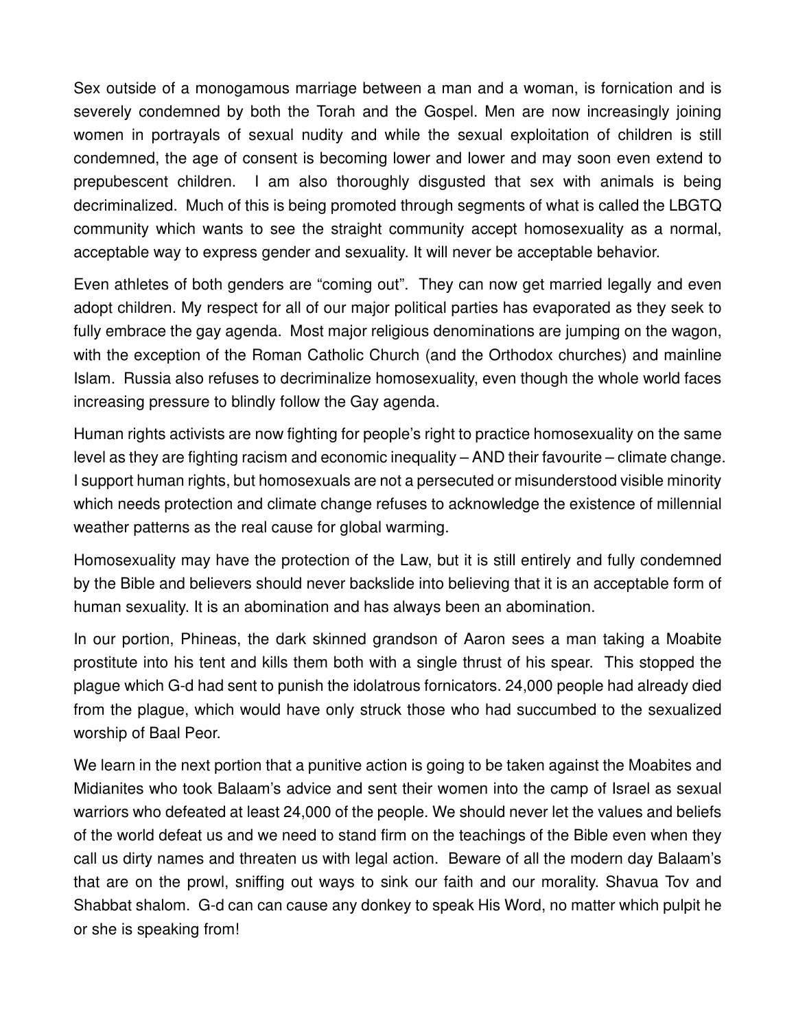Sex outside of a monogamous marriage between a man and a woman, is fornication and is severely condemned by both the Torah and the Gospel. Men are now increasingly joining women in portrayals of sexual nudity and while the sexual exploitation of children is still condemned, the age of consent is becoming lower and lower and may soon even extend to prepubescent children. I am also thoroughly disgusted that sex with animals is being decriminalized. Much of this is being promoted through segments of what is called the LBGTQ community which wants to see the straight community accept homosexuality as a normal, acceptable way to express gender and sexuality. It will never be acceptable behavior.

Even athletes of both genders are "coming out". They can now get married legally and even adopt children. My respect for all of our major political parties has evaporated as they seek to fully embrace the gay agenda. Most major religious denominations are jumping on the wagon, with the exception of the Roman Catholic Church (and the Orthodox churches) and mainline Islam. Russia also refuses to decriminalize homosexuality, even though the whole world faces increasing pressure to blindly follow the Gay agenda.

Human rights activists are now fighting for people's right to practice homosexuality on the same level as they are fighting racism and economic inequality – AND their favourite – climate change. I support human rights, but homosexuals are not a persecuted or misunderstood visible minority which needs protection and climate change refuses to acknowledge the existence of millennial weather patterns as the real cause for global warming.

Homosexuality may have the protection of the Law, but it is still entirely and fully condemned by the Bible and believers should never backslide into believing that it is an acceptable form of human sexuality. It is an abomination and has always been an abomination.

In our portion, Phineas, the dark skinned grandson of Aaron sees a man taking a Moabite prostitute into his tent and kills them both with a single thrust of his spear. This stopped the plague which G-d had sent to punish the idolatrous fornicators. 24,000 people had already died from the plague, which would have only struck those who had succumbed to the sexualized worship of Baal Peor.

We learn in the next portion that a punitive action is going to be taken against the Moabites and Midianites who took Balaam's advice and sent their women into the camp of Israel as sexual warriors who defeated at least 24,000 of the people. We should never let the values and beliefs of the world defeat us and we need to stand firm on the teachings of the Bible even when they call us dirty names and threaten us with legal action. Beware of all the modern day Balaam's that are on the prowl, sniffing out ways to sink our faith and our morality. Shavua Tov and Shabbat shalom. G-d can can cause any donkey to speak His Word, no matter which pulpit he or she is speaking from!